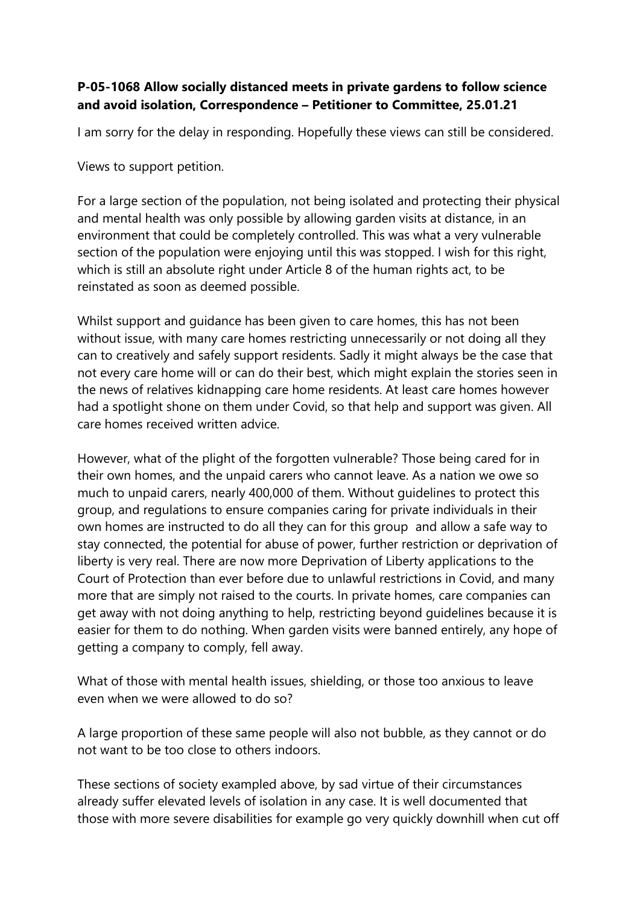**P-05-1068 Allow socially distanced meets in private gardens to follow science and avoid isolation, Correspondence – Petitioner to Committee, 25.01.21**

I am sorry for the delay in responding. Hopefully these views can still be considered.

Views to support petition.

For a large section of the population, not being isolated and protecting their physical and mental health was only possible by allowing garden visits at distance, in an environment that could be completely controlled. This was what a very vulnerable section of the population were enjoying until this was stopped. I wish for this right, which is still an absolute right under Article 8 of the human rights act, to be reinstated as soon as deemed possible.

Whilst support and guidance has been given to care homes, this has not been without issue, with many care homes restricting unnecessarily or not doing all they can to creatively and safely support residents. Sadly it might always be the case that not every care home will or can do their best, which might explain the stories seen in the news of relatives kidnapping care home residents. At least care homes however had a spotlight shone on them under Covid, so that help and support was given. All care homes received written advice.

However, what of the plight of the forgotten vulnerable? Those being cared for in their own homes, and the unpaid carers who cannot leave. As a nation we owe so much to unpaid carers, nearly 400,000 of them. Without guidelines to protect this group, and regulations to ensure companies caring for private individuals in their own homes are instructed to do all they can for this group and allow a safe way to stay connected, the potential for abuse of power, further restriction or deprivation of liberty is very real. There are now more Deprivation of Liberty applications to the Court of Protection than ever before due to unlawful restrictions in Covid, and many more that are simply not raised to the courts. In private homes, care companies can get away with not doing anything to help, restricting beyond guidelines because it is easier for them to do nothing. When garden visits were banned entirely, any hope of getting a company to comply, fell away.

What of those with mental health issues, shielding, or those too anxious to leave even when we were allowed to do so?

A large proportion of these same people will also not bubble, as they cannot or do not want to be too close to others indoors.

These sections of society exampled above, by sad virtue of their circumstances already suffer elevated levels of isolation in any case. It is well documented that those with more severe disabilities for example go very quickly downhill when cut off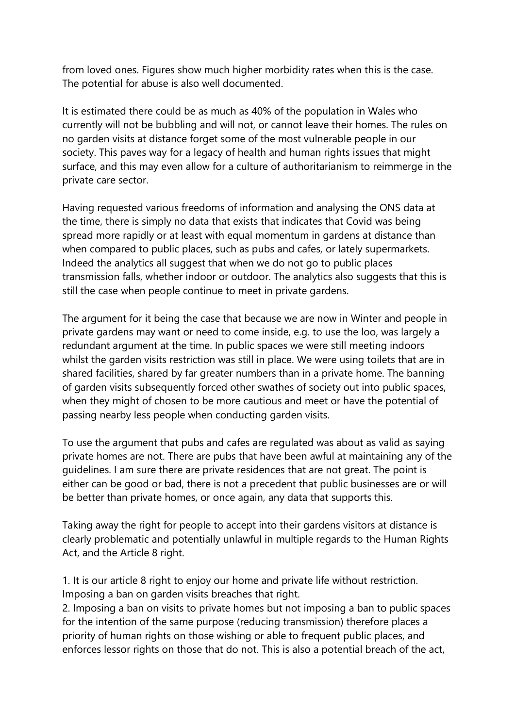from loved ones. Figures show much higher morbidity rates when this is the case. The potential for abuse is also well documented.

It is estimated there could be as much as 40% of the population in Wales who currently will not be bubbling and will not, or cannot leave their homes. The rules on no garden visits at distance forget some of the most vulnerable people in our society. This paves way for a legacy of health and human rights issues that might surface, and this may even allow for a culture of authoritarianism to reimmerge in the private care sector.

Having requested various freedoms of information and analysing the ONS data at the time, there is simply no data that exists that indicates that Covid was being spread more rapidly or at least with equal momentum in gardens at distance than when compared to public places, such as pubs and cafes, or lately supermarkets. Indeed the analytics all suggest that when we do not go to public places transmission falls, whether indoor or outdoor. The analytics also suggests that this is still the case when people continue to meet in private gardens.

The argument for it being the case that because we are now in Winter and people in private gardens may want or need to come inside, e.g. to use the loo, was largely a redundant argument at the time. In public spaces we were still meeting indoors whilst the garden visits restriction was still in place. We were using toilets that are in shared facilities, shared by far greater numbers than in a private home. The banning of garden visits subsequently forced other swathes of society out into public spaces, when they might of chosen to be more cautious and meet or have the potential of passing nearby less people when conducting garden visits.

To use the argument that pubs and cafes are regulated was about as valid as saying private homes are not. There are pubs that have been awful at maintaining any of the guidelines. I am sure there are private residences that are not great. The point is either can be good or bad, there is not a precedent that public businesses are or will be better than private homes, or once again, any data that supports this.

Taking away the right for people to accept into their gardens visitors at distance is clearly problematic and potentially unlawful in multiple regards to the Human Rights Act, and the Article 8 right.

1. It is our article 8 right to enjoy our home and private life without restriction. Imposing a ban on garden visits breaches that right.
2. Imposing a ban on visits to private homes but not imposing a ban to public spaces for the intention of the same purpose (reducing transmission) therefore places a priority of human rights on those wishing or able to frequent public places, and enforces lessor rights on those that do not. This is also a potential breach of the act,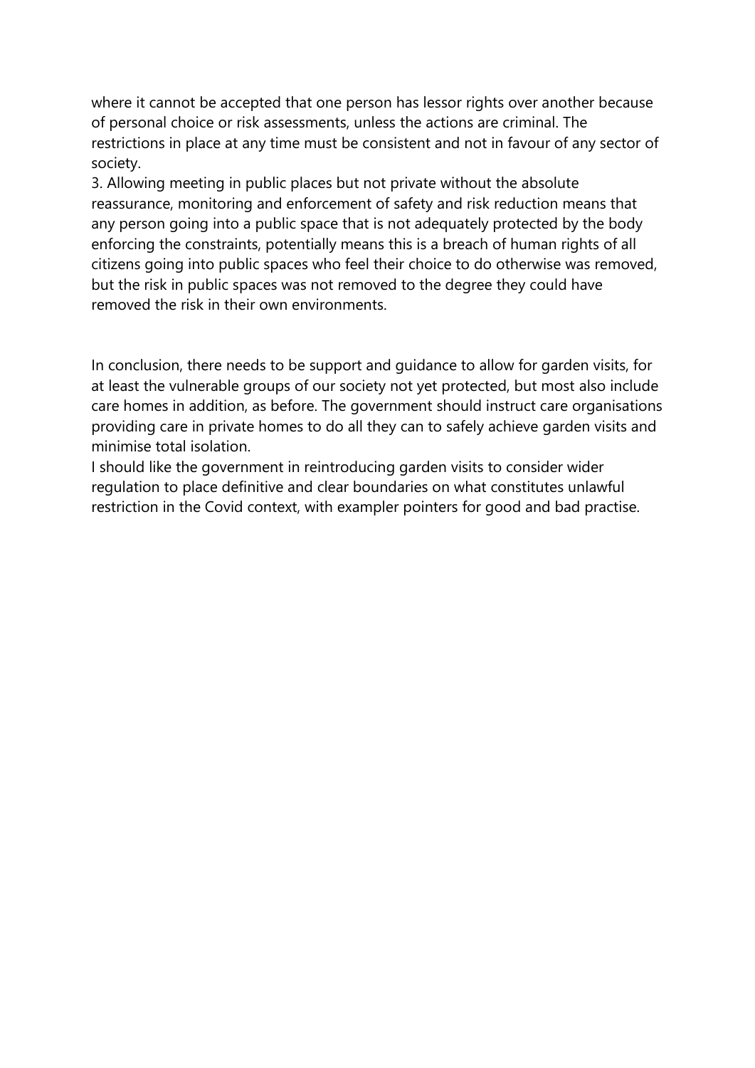where it cannot be accepted that one person has lessor rights over another because of personal choice or risk assessments, unless the actions are criminal. The restrictions in place at any time must be consistent and not in favour of any sector of society.

3. Allowing meeting in public places but not private without the absolute reassurance, monitoring and enforcement of safety and risk reduction means that any person going into a public space that is not adequately protected by the body enforcing the constraints, potentially means this is a breach of human rights of all citizens going into public spaces who feel their choice to do otherwise was removed, but the risk in public spaces was not removed to the degree they could have removed the risk in their own environments.

In conclusion, there needs to be support and guidance to allow for garden visits, for at least the vulnerable groups of our society not yet protected, but most also include care homes in addition, as before. The government should instruct care organisations providing care in private homes to do all they can to safely achieve garden visits and minimise total isolation.

I should like the government in reintroducing garden visits to consider wider regulation to place definitive and clear boundaries on what constitutes unlawful restriction in the Covid context, with exampler pointers for good and bad practise.